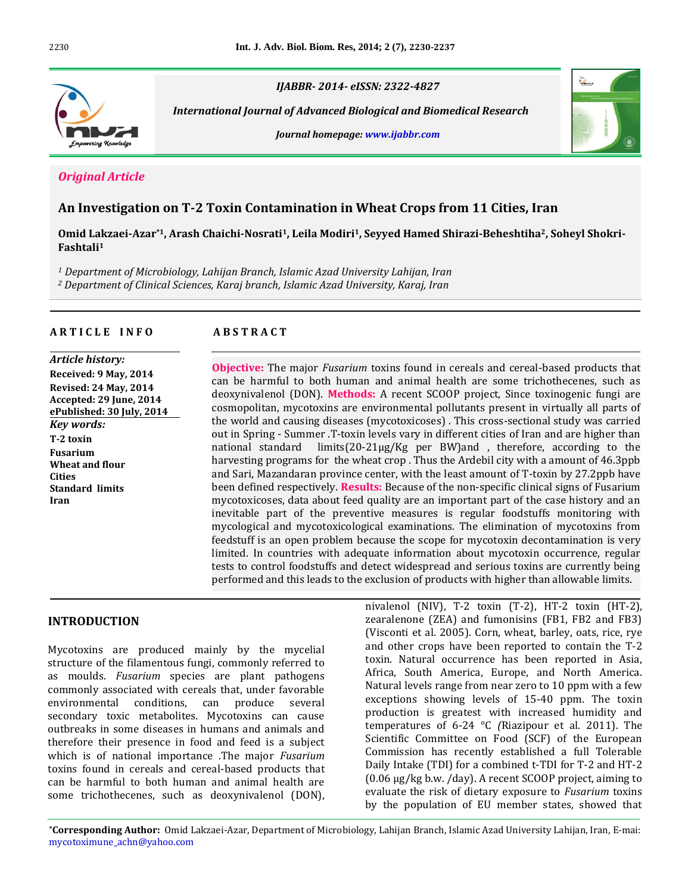IJABBR- 2014- eISSN: 2322-4827

*International Journal of Advanced Biological and Biomedical Research*

*Journal homepage: www.ijabbr.com*

*Original Article*

# An Investigation on T-2 Toxin Contamination in Wheat Crops from 11 Cities, Iran

**Omid Lakzaei-Azar*[1], Arash Chaichi-Nosrati[1], Leila Modiri[1], Seyyed Hamed Shirazi-Beheshtiha[2], Soheyl Shokri-Fashtali[1]**

*[1] Department of Microbiology, Lahijan Branch, Islamic Azad University Lahijan, Iran*
*[2] Department of Clinical Sciences, Karaj branch, Islamic Azad University, Karaj, Iran*

**ARTICLE INFO**

*Article history:*
**Received: 9 May, 2014**
**Revised: 24 May, 2014**
**Accepted: 29 June, 2014**
**ePublished: 30 July, 2014**

*Key words:*
**T-2 toxin**
**Fusarium**
**Wheat and flour**
**Cities**
**Standard limits**
**Iran**

**ABSTRACT**

**Objective:** The major *Fusarium* toxins found in cereals and cereal-based products that can be harmful to both human and animal health are some trichothecenes, such as deoxynivalenol (DON). **Methods:** A recent SCOOP project, Since toxinogenic fungi are cosmopolitan, mycotoxins are environmental pollutants present in virtually all parts of the world and causing diseases (mycotoxicoses) . This cross-sectional study was carried out in Spring - Summer .T-toxin levels vary in different cities of Iran and are higher than national standard limits(20-21μg/Kg per BW)and , therefore, according to the harvesting programs for the wheat crop . Thus the Ardebil city with a amount of 46.3ppb and Sari, Mazandaran province center, with the least amount of T-toxin by 27.2ppb have been defined respectively. **Results:** Because of the non-specific clinical signs of Fusarium mycotoxicoses, data about feed quality are an important part of the case history and an inevitable part of the preventive measures is regular foodstuffs monitoring with mycological and mycotoxicological examinations. The elimination of mycotoxins from feedstuff is an open problem because the scope for mycotoxin decontamination is very limited. In countries with adequate information about mycotoxin occurrence, regular tests to control foodstuffs and detect widespread and serious toxins are currently being performed and this leads to the exclusion of products with higher than allowable limits.

## INTRODUCTION

Mycotoxins are produced mainly by the mycelial structure of the filamentous fungi, commonly referred to as moulds. *Fusarium* species are plant pathogens commonly associated with cereals that, under favorable environmental conditions, can produce several secondary toxic metabolites. Mycotoxins can cause outbreaks in some diseases in humans and animals and therefore their presence in food and feed is a subject which is of national importance .The major *Fusarium* toxins found in cereals and cereal-based products that can be harmful to both human and animal health are some trichothecenes, such as deoxynivalenol (DON), nivalenol (NIV), T-2 toxin (T-2), HT-2 toxin (HT-2), zearalenone (ZEA) and fumonisins (FB1, FB2 and FB3) (Visconti et al. 2005). Corn, wheat, barley, oats, rice, rye and other crops have been reported to contain the T-2 toxin. Natural occurrence has been reported in Asia, Africa, South America, Europe, and North America. Natural levels range from near zero to 10 ppm with a few exceptions showing levels of 15-40 ppm. The toxin production is greatest with increased humidity and temperatures of 6-24 °C *(*Riazipour et al. 2011). The Scientific Committee on Food (SCF) of the European Commission has recently established a full Tolerable Daily Intake (TDI) for a combined t-TDI for T-2 and HT-2 (0.06 μg/kg b.w. /day). A recent SCOOP project, aiming to evaluate the risk of dietary exposure to *Fusarium* toxins by the population of EU member states, showed that

*Corresponding Author: Omid Lakzaei-Azar, Department of Microbiology, Lahijan Branch, Islamic Azad University Lahijan, Iran, E-mai: mycotoximune_achn@yahoo.com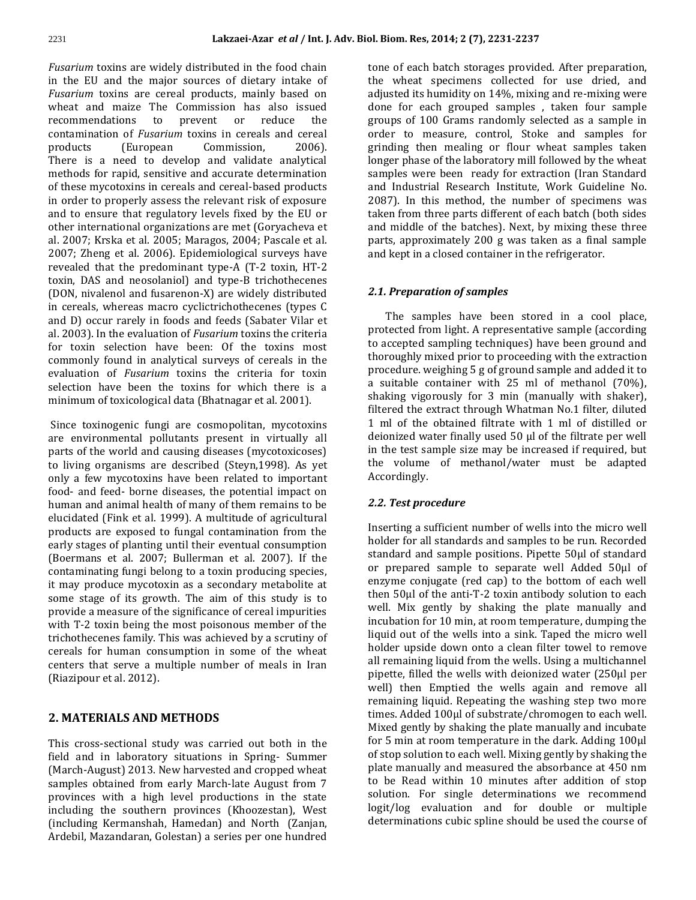*Fusarium* toxins are widely distributed in the food chain in the EU and the major sources of dietary intake of *Fusarium* toxins are cereal products, mainly based on wheat and maize The Commission has also issued recommendations to prevent or reduce the contamination of *Fusarium* toxins in cereals and cereal products (European Commission, 2006). There is a need to develop and validate analytical methods for rapid, sensitive and accurate determination of these mycotoxins in cereals and cereal-based products in order to properly assess the relevant risk of exposure and to ensure that regulatory levels fixed by the EU or other international organizations are met (Goryacheva et al. 2007; Krska et al. 2005; Maragos, 2004; Pascale et al. 2007; Zheng et al. 2006). Epidemiological surveys have revealed that the predominant type-A (T-2 toxin, HT-2 toxin, DAS and neosolaniol) and type-B trichothecenes (DON, nivalenol and fusarenon-X) are widely distributed in cereals, whereas macro cyclictrichothecenes (types C and D) occur rarely in foods and feeds (Sabater Vilar et al. 2003). In the evaluation of *Fusarium* toxins the criteria for toxin selection have been: Of the toxins most commonly found in analytical surveys of cereals in the evaluation of *Fusarium* toxins the criteria for toxin selection have been the toxins for which there is a minimum of toxicological data (Bhatnagar et al. 2001).

Since toxinogenic fungi are cosmopolitan, mycotoxins are environmental pollutants present in virtually all parts of the world and causing diseases (mycotoxicoses) to living organisms are described (Steyn,1998). As yet only a few mycotoxins have been related to important food- and feed- borne diseases, the potential impact on human and animal health of many of them remains to be elucidated (Fink et al. 1999). A multitude of agricultural products are exposed to fungal contamination from the early stages of planting until their eventual consumption (Boermans et al. 2007; Bullerman et al. 2007). If the contaminating fungi belong to a toxin producing species, it may produce mycotoxin as a secondary metabolite at some stage of its growth. The aim of this study is to provide a measure of the significance of cereal impurities with T-2 toxin being the most poisonous member of the trichothecenes family. This was achieved by a scrutiny of cereals for human consumption in some of the wheat centers that serve a multiple number of meals in Iran (Riazipour et al. 2012).

## 2. MATERIALS AND METHODS

This cross-sectional study was carried out both in the field and in laboratory situations in Spring- Summer (March-August) 2013. New harvested and cropped wheat samples obtained from early March-late August from 7 provinces with a high level productions in the state including the southern provinces (Khoozestan), West (including Kermanshah, Hamedan) and North (Zanjan, Ardebil, Mazandaran, Golestan) a series per one hundred tone of each batch storages provided. After preparation, the wheat specimens collected for use dried, and adjusted its humidity on 14%, mixing and re-mixing were done for each grouped samples , taken four sample groups of 100 Grams randomly selected as a sample in order to measure, control, Stoke and samples for grinding then mealing or flour wheat samples taken longer phase of the laboratory mill followed by the wheat samples were been ready for extraction (Iran Standard and Industrial Research Institute, Work Guideline No. 2087). In this method, the number of specimens was taken from three parts different of each batch (both sides and middle of the batches). Next, by mixing these three parts, approximately 200 g was taken as a final sample and kept in a closed container in the refrigerator.

### *2.1. Preparation of samples*

The samples have been stored in a cool place, protected from light. A representative sample (according to accepted sampling techniques) have been ground and thoroughly mixed prior to proceeding with the extraction procedure. weighing 5 g of ground sample and added it to a suitable container with 25 ml of methanol (70%), shaking vigorously for 3 min (manually with shaker), filtered the extract through Whatman No.1 filter, diluted 1 ml of the obtained filtrate with 1 ml of distilled or deionized water finally used 50 µl of the filtrate per well in the test sample size may be increased if required, but the volume of methanol/water must be adapted Accordingly.

### *2.2. Test procedure*

Inserting a sufficient number of wells into the micro well holder for all standards and samples to be run. Recorded standard and sample positions. Pipette 50µl of standard or prepared sample to separate well Added 50µl of enzyme conjugate (red cap) to the bottom of each well then 50µl of the anti-T-2 toxin antibody solution to each well. Mix gently by shaking the plate manually and incubation for 10 min, at room temperature, dumping the liquid out of the wells into a sink. Taped the micro well holder upside down onto a clean filter towel to remove all remaining liquid from the wells. Using a multichannel pipette, filled the wells with deionized water (250µl per well) then Emptied the wells again and remove all remaining liquid. Repeating the washing step two more times. Added 100µl of substrate/chromogen to each well. Mixed gently by shaking the plate manually and incubate for 5 min at room temperature in the dark. Adding 100µl of stop solution to each well. Mixing gently by shaking the plate manually and measured the absorbance at 450 nm to be Read within 10 minutes after addition of stop solution. For single determinations we recommend logit/log evaluation and for double or multiple determinations cubic spline should be used the course of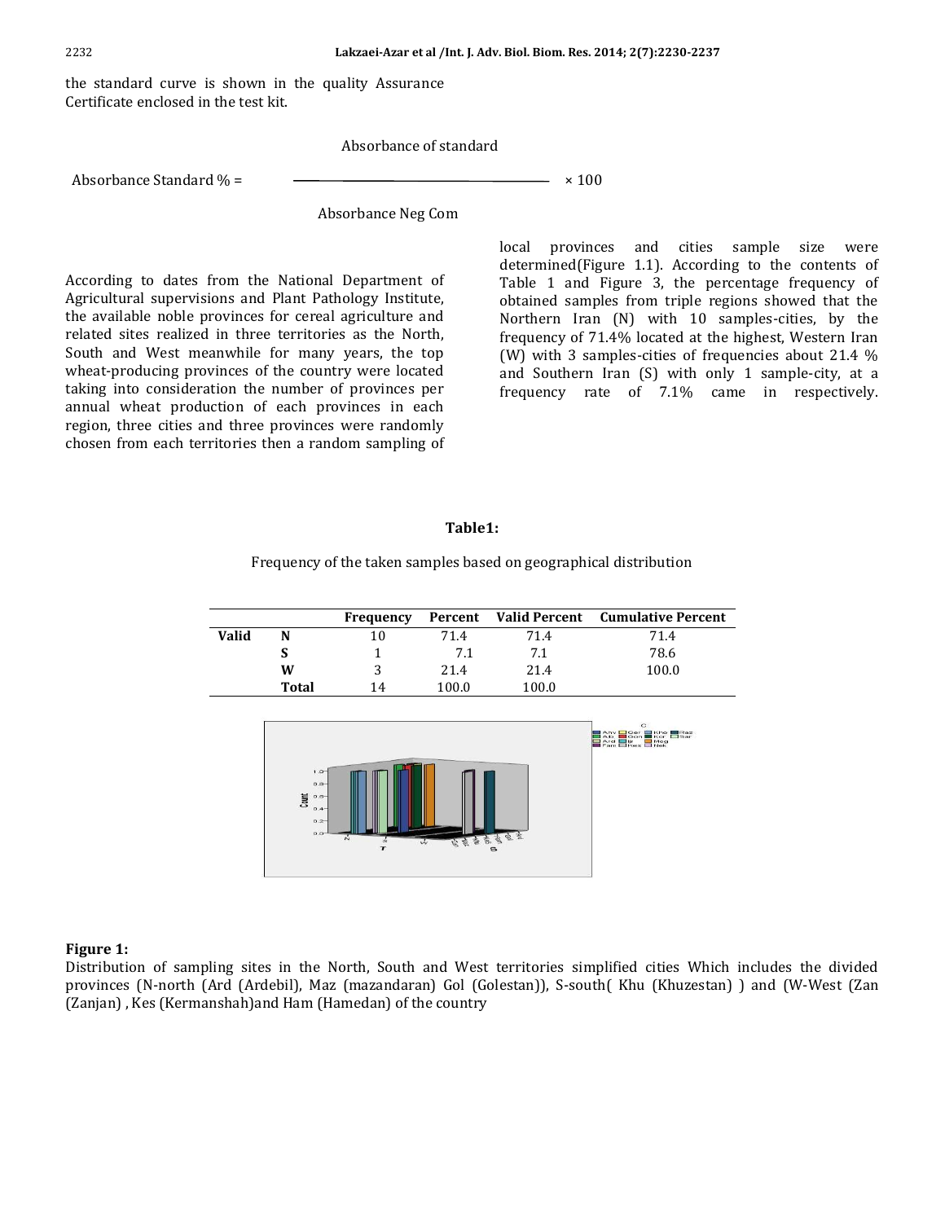the standard curve is shown in the quality Assurance Certificate enclosed in the test kit.

$$\text{Absorbance Standard \%} = \frac{\text{Absorbance of standard}}{\text{Absorbance Neg Com}} \times 100$$

According to dates from the National Department of Agricultural supervisions and Plant Pathology Institute, the available noble provinces for cereal agriculture and related sites realized in three territories as the North, South and West meanwhile for many years, the top wheat-producing provinces of the country were located taking into consideration the number of provinces per annual wheat production of each provinces in each region, three cities and three provinces were randomly chosen from each territories then a random sampling of local provinces and cities sample size were determined(Figure 1.1). According to the contents of Table 1 and Figure 3, the percentage frequency of obtained samples from triple regions showed that the Northern Iran (N) with 10 samples-cities, by the frequency of 71.4% located at the highest, Western Iran (W) with 3 samples-cities of frequencies about 21.4 % and Southern Iran (S) with only 1 sample-city, at a frequency rate of 7.1% came in respectively.

**Table1:**

Frequency of the taken samples based on geographical distribution

| | | Frequency | Percent | Valid Percent | Cumulative Percent |
|---|---|---|---|---|---|
| **Valid** | **N** | 10 | 71.4 | 71.4 | 71.4 |
| | **S** | 1 | 7.1 | 7.1 | 78.6 |
| | **W** | 3 | 21.4 | 21.4 | 100.0 |
| | **Total** | 14 | 100.0 | 100.0 | |

**Figure 1:**

Distribution of sampling sites in the North, South and West territories simplified cities Which includes the divided provinces (N-north (Ard (Ardebil), Maz (mazandaran) Gol (Golestan)), S-south( Khu (Khuzestan) ) and (W-West (Zan (Zanjan) , Kes (Kermanshah)and Ham (Hamedan) of the country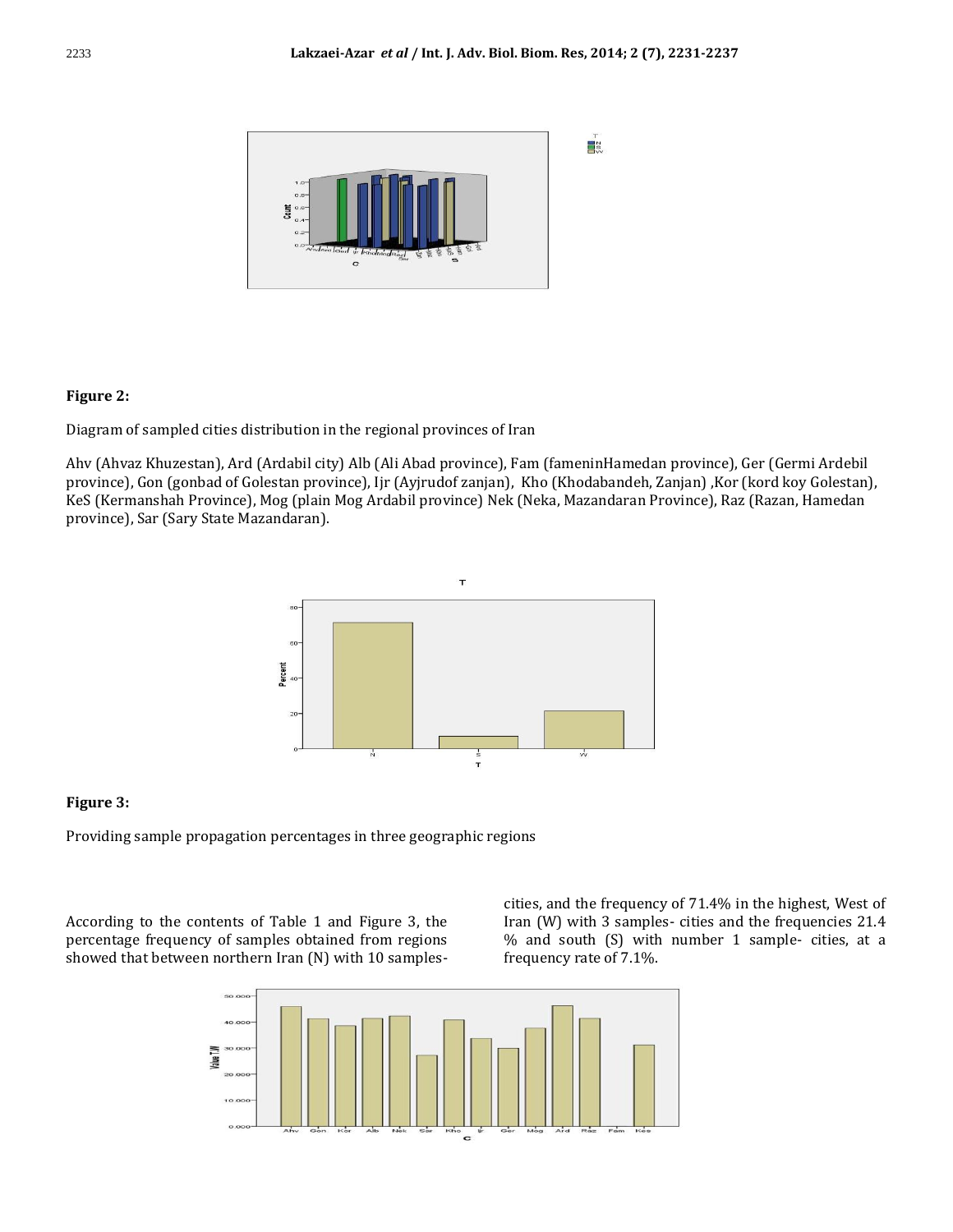**Figure 2:**

Diagram of sampled cities distribution in the regional provinces of Iran

Ahv (Ahvaz Khuzestan), Ard (Ardabil city) Alb (Ali Abad province), Fam (fameninHamedan province), Ger (Germi Ardebil province), Gon (gonbad of Golestan province), Ijr (Ayjrudof zanjan), Kho (Khodabandeh, Zanjan) ,Kor (kord koy Golestan), KeS (Kermanshah Province), Mog (plain Mog Ardabil province) Nek (Neka, Mazandaran Province), Raz (Razan, Hamedan province), Sar (Sary State Mazandaran).

**Figure 3:**

Providing sample propagation percentages in three geographic regions

According to the contents of Table 1 and Figure 3, the percentage frequency of samples obtained from regions showed that between northern Iran (N) with 10 samples-cities, and the frequency of 71.4% in the highest, West of Iran (W) with 3 samples- cities and the frequencies 21.4 % and south (S) with number 1 sample- cities, at a frequency rate of 7.1%.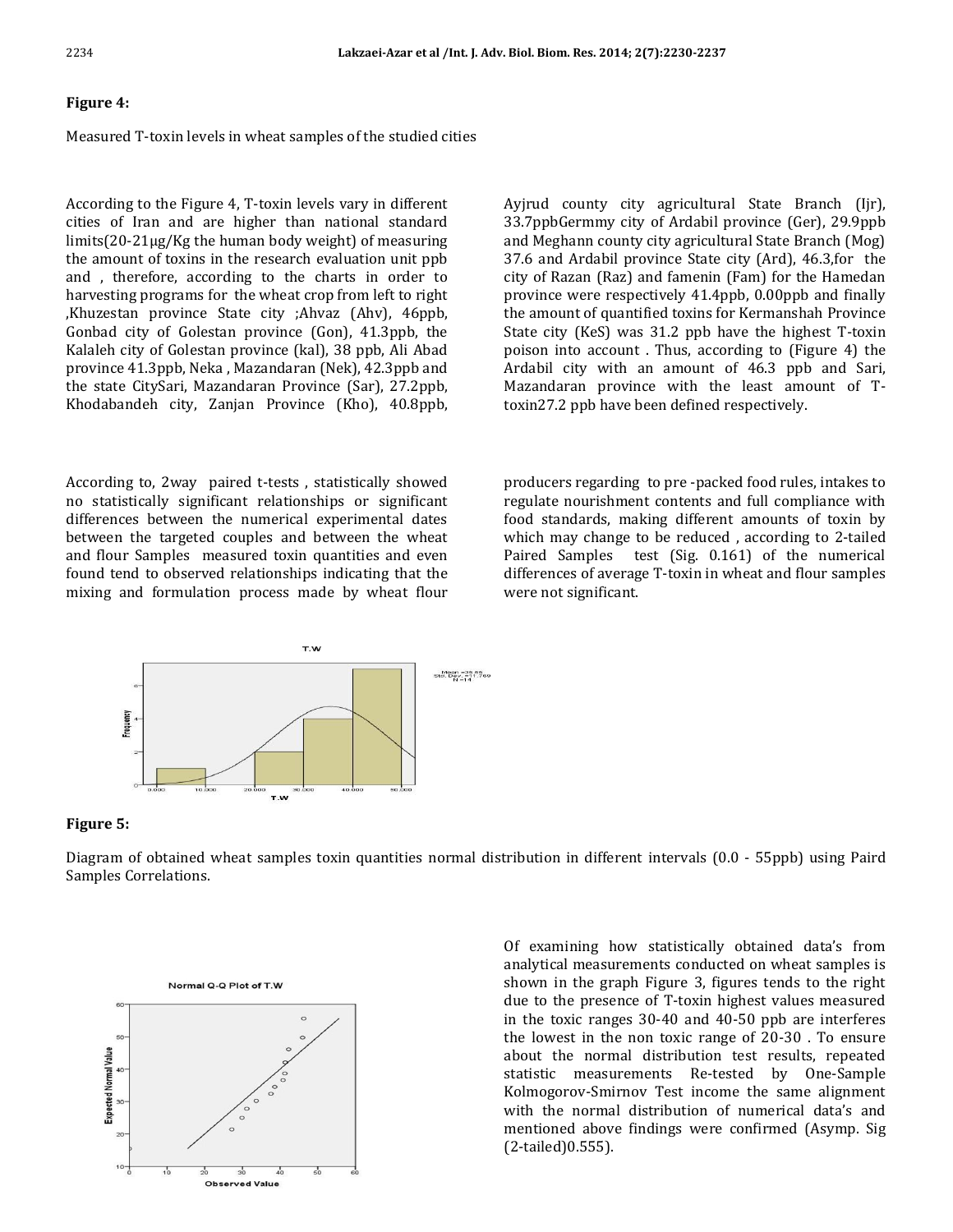**Figure 4:**

Measured T-toxin levels in wheat samples of the studied cities

According to the Figure 4, T-toxin levels vary in different cities of Iran and are higher than national standard limits(20-21μg/Kg the human body weight) of measuring the amount of toxins in the research evaluation unit ppb and , therefore, according to the charts in order to harvesting programs for the wheat crop from left to right ,Khuzestan province State city ;Ahvaz (Ahv), 46ppb, Gonbad city of Golestan province (Gon), 41.3ppb, the Kalaleh city of Golestan province (kal), 38 ppb, Ali Abad province 41.3ppb, Neka , Mazandaran (Nek), 42.3ppb and the state CitySari, Mazandaran Province (Sar), 27.2ppb, Khodabandeh city, Zanjan Province (Kho), 40.8ppb, Ayjrud county city agricultural State Branch (Ijr), 33.7ppbGermmy city of Ardabil province (Ger), 29.9ppb and Meghann county city agricultural State Branch (Mog) 37.6 and Ardabil province State city (Ard), 46.3,for the city of Razan (Raz) and famenin (Fam) for the Hamedan province were respectively 41.4ppb, 0.00ppb and finally the amount of quantified toxins for Kermanshah Province State city (KeS) was 31.2 ppb have the highest T-toxin poison into account . Thus, according to (Figure 4) the Ardabil city with an amount of 46.3 ppb and Sari, Mazandaran province with the least amount of T-toxin27.2 ppb have been defined respectively.

According to, 2way paired t-tests , statistically showed no statistically significant relationships or significant differences between the numerical experimental dates between the targeted couples and between the wheat and flour Samples measured toxin quantities and even found tend to observed relationships indicating that the mixing and formulation process made by wheat flour producers regarding to pre -packed food rules, intakes to regulate nourishment contents and full compliance with food standards, making different amounts of toxin by which may change to be reduced , according to 2-tailed Paired Samples test (Sig. 0.161) of the numerical differences of average T-toxin in wheat and flour samples were not significant.

**Figure 5:**

Diagram of obtained wheat samples toxin quantities normal distribution in different intervals (0.0 - 55ppb) using Paird Samples Correlations.

Of examining how statistically obtained data's from analytical measurements conducted on wheat samples is shown in the graph Figure 3, figures tends to the right due to the presence of T-toxin highest values measured in the toxic ranges 30-40 and 40-50 ppb are interferes the lowest in the non toxic range of 20-30 . To ensure about the normal distribution test results, repeated statistic measurements Re-tested by One-Sample Kolmogorov-Smirnov Test income the same alignment with the normal distribution of numerical data's and mentioned above findings were confirmed (Asymp. Sig (2-tailed)0.555).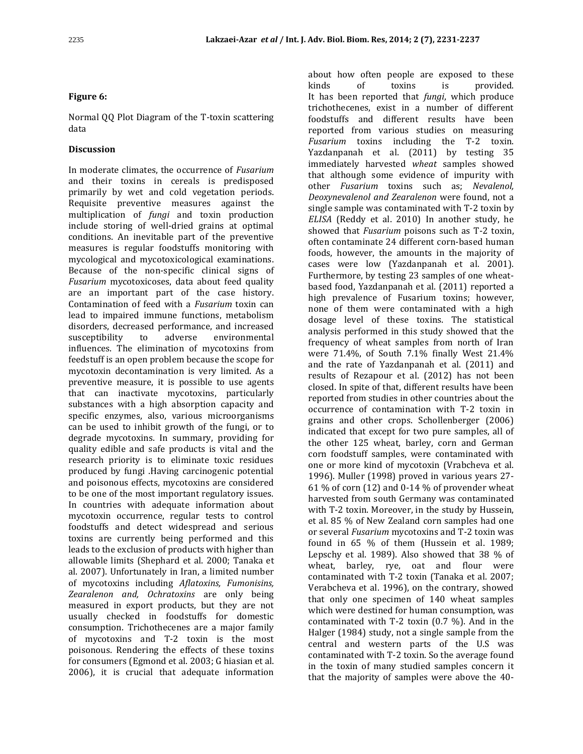**Figure 6:**

Normal QQ Plot Diagram of the T-toxin scattering data

## Discussion

In moderate climates, the occurrence of *Fusarium* and their toxins in cereals is predisposed primarily by wet and cold vegetation periods. Requisite preventive measures against the multiplication of *fungi* and toxin production include storing of well-dried grains at optimal conditions. An inevitable part of the preventive measures is regular foodstuffs monitoring with mycological and mycotoxicological examinations. Because of the non-specific clinical signs of *Fusarium* mycotoxicoses, data about feed quality are an important part of the case history. Contamination of feed with a *Fusarium* toxin can lead to impaired immune functions, metabolism disorders, decreased performance, and increased susceptibility to adverse environmental influences. The elimination of mycotoxins from feedstuff is an open problem because the scope for mycotoxin decontamination is very limited. As a preventive measure, it is possible to use agents that can inactivate mycotoxins, particularly substances with a high absorption capacity and specific enzymes, also, various microorganisms can be used to inhibit growth of the fungi, or to degrade mycotoxins. In summary, providing for quality edible and safe products is vital and the research priority is to eliminate toxic residues produced by fungi .Having carcinogenic potential and poisonous effects, mycotoxins are considered to be one of the most important regulatory issues. In countries with adequate information about mycotoxin occurrence, regular tests to control foodstuffs and detect widespread and serious toxins are currently being performed and this leads to the exclusion of products with higher than allowable limits (Shephard et al. 2000; Tanaka et al. 2007). Unfortunately in Iran, a limited number of mycotoxins including *Aflatoxins, Fumonisins, Zearalenon and, Ochratoxins* are only being measured in export products, but they are not usually checked in foodstuffs for domestic consumption. Trichothecenes are a major family of mycotoxins and T-2 toxin is the most poisonous. Rendering the effects of these toxins for consumers (Egmond et al. 2003; G hiasian et al. 2006), it is crucial that adequate information about how often people are exposed to these kinds of toxins is provided.

It has been reported that *fungi*, which produce trichothecenes, exist in a number of different foodstuffs and different results have been reported from various studies on measuring *Fusarium* toxins including the T-2 toxin. Yazdanpanah et al. (2011) by testing 35 immediately harvested *wheat* samples showed that although some evidence of impurity with other *Fusarium* toxins such as; *Nevalenol, Deoxynevalenol and Zearalenon* were found, not a single sample was contaminated with T-2 toxin by *ELISA* (Reddy et al. 2010) In another study, he showed that *Fusarium* poisons such as T-2 toxin, often contaminate 24 different corn-based human foods, however, the amounts in the majority of cases were low (Yazdanpanah et al. 2001). Furthermore, by testing 23 samples of one wheat-based food, Yazdanpanah et al. (2011) reported a high prevalence of Fusarium toxins; however, none of them were contaminated with a high dosage level of these toxins. The statistical analysis performed in this study showed that the frequency of wheat samples from north of Iran were 71.4%, of South 7.1% finally West 21.4% and the rate of Yazdanpanah et al. (2011) and results of Rezapour et al. (2012) has not been closed. In spite of that, different results have been reported from studies in other countries about the occurrence of contamination with T-2 toxin in grains and other crops. Schollenberger (2006) indicated that except for two pure samples, all of the other 125 wheat, barley, corn and German corn foodstuff samples, were contaminated with one or more kind of mycotoxin (Vrabcheva et al. 1996). Muller (1998) proved in various years 27-61 % of corn (12) and 0-14 % of provender wheat harvested from south Germany was contaminated with T-2 toxin. Moreover, in the study by Hussein, et al. 85 % of New Zealand corn samples had one or several *Fusarium* mycotoxins and T-2 toxin was found in 65 % of them (Hussein et al. 1989; Lepschy et al. 1989). Also showed that 38 % of wheat, barley, rye, oat and flour were contaminated with T-2 toxin (Tanaka et al. 2007; Verabcheva et al. 1996), on the contrary, showed that only one specimen of 140 wheat samples which were destined for human consumption, was contaminated with T-2 toxin (0.7 %). And in the Halger (1984) study, not a single sample from the central and western parts of the U.S was contaminated with T-2 toxin. So the average found in the toxin of many studied samples concern it that the majority of samples were above the 40-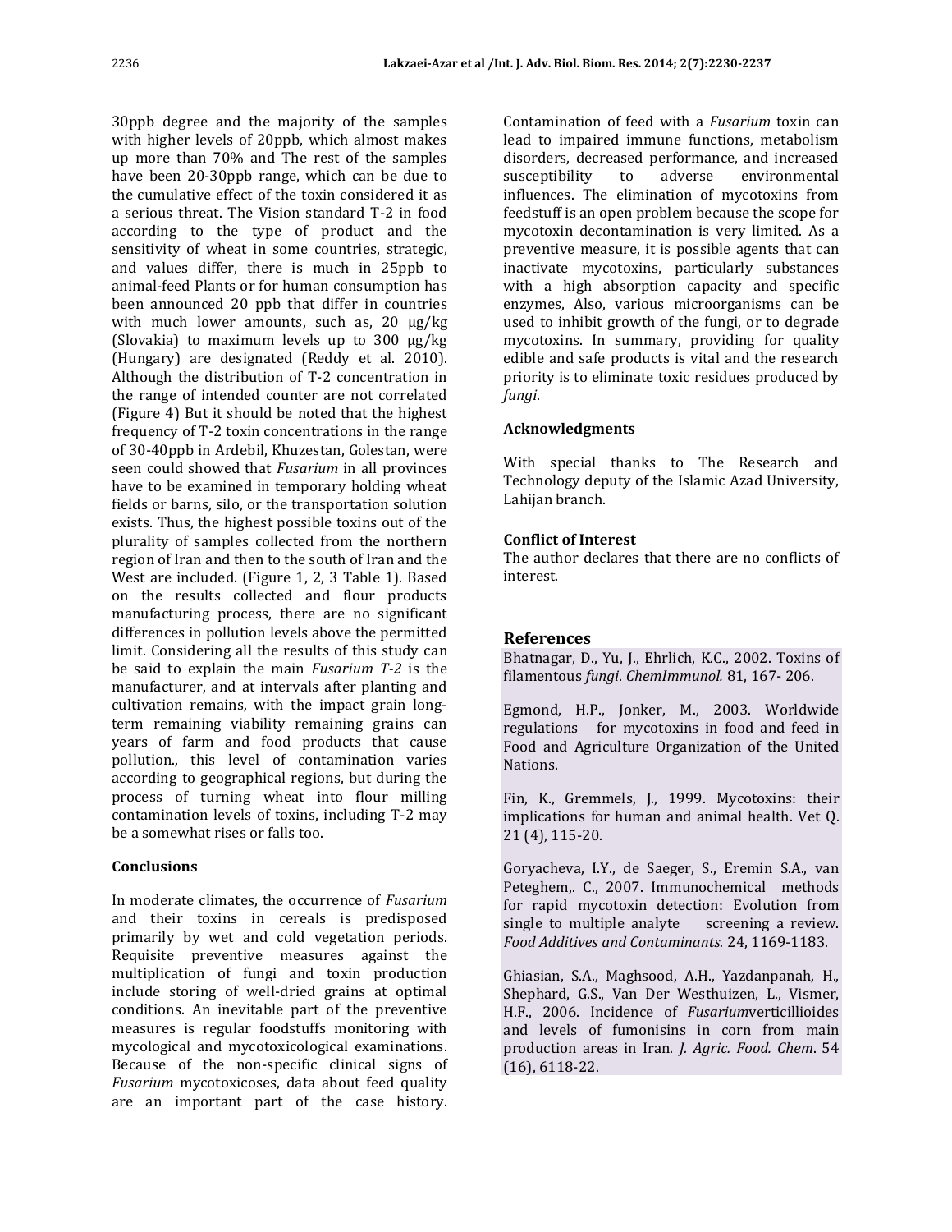30ppb degree and the majority of the samples with higher levels of 20ppb, which almost makes up more than 70% and The rest of the samples have been 20-30ppb range, which can be due to the cumulative effect of the toxin considered it as a serious threat. The Vision standard T-2 in food according to the type of product and the sensitivity of wheat in some countries, strategic, and values differ, there is much in 25ppb to animal-feed Plants or for human consumption has been announced 20 ppb that differ in countries with much lower amounts, such as, 20 μg/kg (Slovakia) to maximum levels up to 300 μg/kg (Hungary) are designated (Reddy et al. 2010). Although the distribution of T-2 concentration in the range of intended counter are not correlated (Figure 4) But it should be noted that the highest frequency of T-2 toxin concentrations in the range of 30-40ppb in Ardebil, Khuzestan, Golestan, were seen could showed that *Fusarium* in all provinces have to be examined in temporary holding wheat fields or barns, silo, or the transportation solution exists. Thus, the highest possible toxins out of the plurality of samples collected from the northern region of Iran and then to the south of Iran and the West are included. (Figure 1, 2, 3 Table 1). Based on the results collected and flour products manufacturing process, there are no significant differences in pollution levels above the permitted limit. Considering all the results of this study can be said to explain the main *Fusarium T-2* is the manufacturer, and at intervals after planting and cultivation remains, with the impact grain long-term remaining viability remaining grains can years of farm and food products that cause pollution., this level of contamination varies according to geographical regions, but during the process of turning wheat into flour milling contamination levels of toxins, including T-2 may be a somewhat rises or falls too.

## Conclusions

In moderate climates, the occurrence of *Fusarium* and their toxins in cereals is predisposed primarily by wet and cold vegetation periods. Requisite preventive measures against the multiplication of fungi and toxin production include storing of well-dried grains at optimal conditions. An inevitable part of the preventive measures is regular foodstuffs monitoring with mycological and mycotoxicological examinations. Because of the non-specific clinical signs of *Fusarium* mycotoxicoses, data about feed quality are an important part of the case history. Contamination of feed with a *Fusarium* toxin can lead to impaired immune functions, metabolism disorders, decreased performance, and increased susceptibility to adverse environmental influences. The elimination of mycotoxins from feedstuff is an open problem because the scope for mycotoxin decontamination is very limited. As a preventive measure, it is possible agents that can inactivate mycotoxins, particularly substances with a high absorption capacity and specific enzymes, Also, various microorganisms can be used to inhibit growth of the fungi, or to degrade mycotoxins. In summary, providing for quality edible and safe products is vital and the research priority is to eliminate toxic residues produced by *fungi*.

## Acknowledgments

With special thanks to The Research and Technology deputy of the Islamic Azad University, Lahijan branch.

## Conflict of Interest

The author declares that there are no conflicts of interest.

## References

Bhatnagar, D., Yu, J., Ehrlich, K.C., 2002. Toxins of filamentous *fungi*. *ChemImmunol.* 81, 167- 206.

Egmond, H.P., Jonker, M., 2003. Worldwide regulations for mycotoxins in food and feed in Food and Agriculture Organization of the United Nations.

Fin, K., Gremmels, J., 1999. Mycotoxins: their implications for human and animal health. Vet Q. 21 (4), 115-20.

Goryacheva, I.Y., de Saeger, S., Eremin S.A., van Peteghem,. C., 2007. Immunochemical methods for rapid mycotoxin detection: Evolution from single to multiple analyte screening a review. *Food Additives and Contaminants.* 24, 1169-1183.

Ghiasian, S.A., Maghsood, A.H., Yazdanpanah, H., Shephard, G.S., Van Der Westhuizen, L., Vismer, H.F., 2006. Incidence of *Fusarium*verticillioides and levels of fumonisins in corn from main production areas in Iran. *J. Agric. Food. Chem*. 54 (16), 6118-22.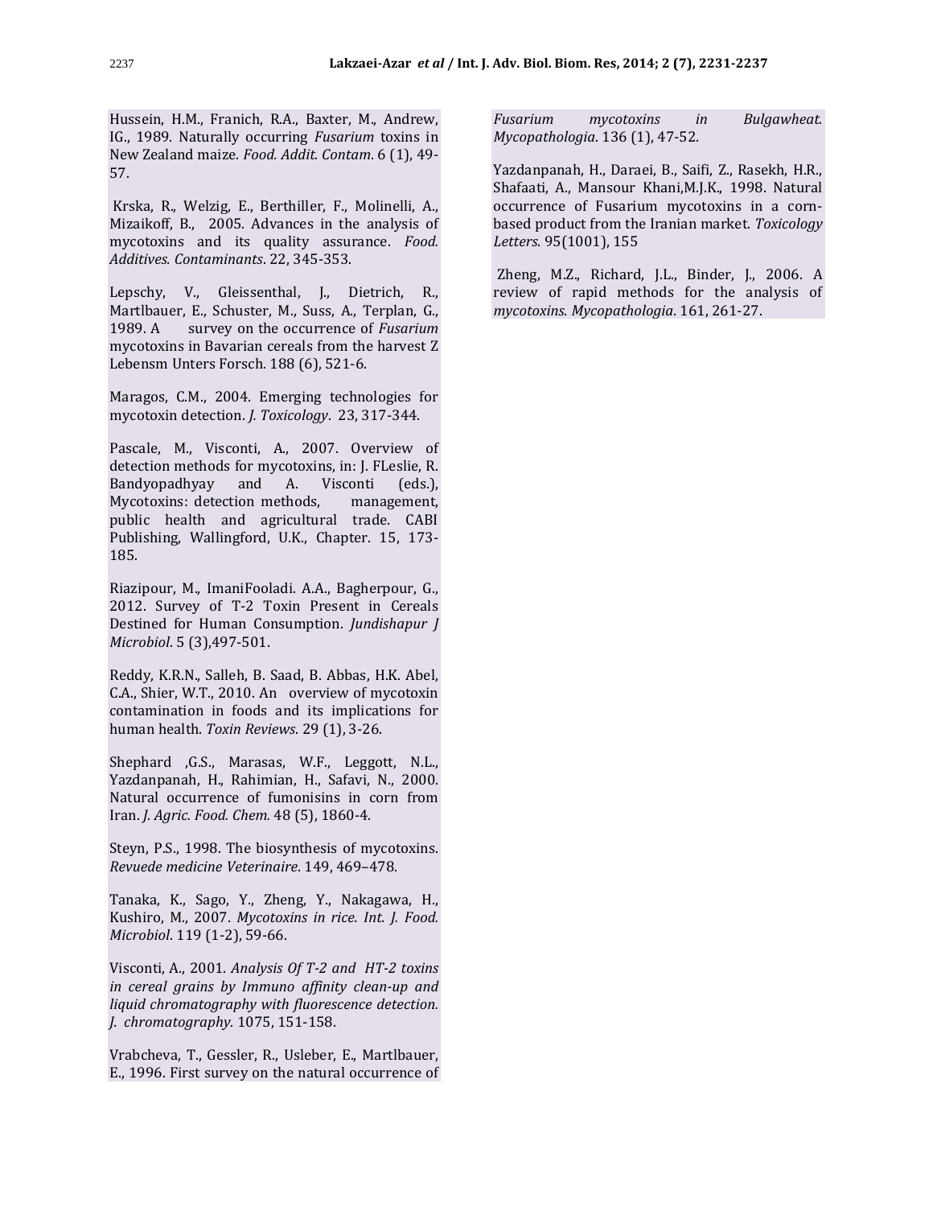Hussein, H.M., Franich, R.A., Baxter, M., Andrew, IG., 1989. Naturally occurring *Fusarium* toxins in New Zealand maize. *Food. Addit. Contam*. 6 (1), 49-57.

Krska, R., Welzig, E., Berthiller, F., Molinelli, A., Mizaikoff, B., 2005. Advances in the analysis of mycotoxins and its quality assurance. *Food. Additives. Contaminants*. 22, 345-353.

Lepschy, V., Gleissenthal, J., Dietrich, R., Martlbauer, E., Schuster, M., Suss, A., Terplan, G., 1989. A survey on the occurrence of *Fusarium* mycotoxins in Bavarian cereals from the harvest Z Lebensm Unters Forsch. 188 (6), 521-6.

Maragos, C.M., 2004. Emerging technologies for mycotoxin detection. *J. Toxicology*. 23, 317-344.

Pascale, M., Visconti, A., 2007. Overview of detection methods for mycotoxins, in: J. FLeslie, R. Bandyopadhyay and A. Visconti (eds.), Mycotoxins: detection methods, management, public health and agricultural trade. CABI Publishing, Wallingford, U.K., Chapter. 15, 173-185.

Riazipour, M., ImaniFooladi. A.A., Bagherpour, G., 2012. Survey of T-2 Toxin Present in Cereals Destined for Human Consumption. *Jundishapur J Microbiol*. 5 (3),497-501.

Reddy, K.R.N., Salleh, B. Saad, B. Abbas, H.K. Abel, C.A., Shier, W.T., 2010. An overview of mycotoxin contamination in foods and its implications for human health. *Toxin Reviews*. 29 (1), 3-26.

Shephard ,G.S., Marasas, W.F., Leggott, N.L., Yazdanpanah, H., Rahimian, H., Safavi, N., 2000. Natural occurrence of fumonisins in corn from Iran. *J. Agric. Food. Chem.* 48 (5), 1860-4.

Steyn, P.S., 1998. The biosynthesis of mycotoxins. *Revuede medicine Veterinaire*. 149, 469–478.

Tanaka, K., Sago, Y., Zheng, Y., Nakagawa, H., Kushiro, M., 2007. *Mycotoxins in rice. Int. J. Food. Microbiol*. 119 (1-2), 59-66.

Visconti, A., 2001. *Analysis Of T-2 and HT-2 toxins in cereal grains by Immuno affinity clean-up and liquid chromatography with fluorescence detection. J. chromatography.* 1075, 151-158.

Vrabcheva, T., Gessler, R., Usleber, E., Martlbauer, E., 1996. First survey on the natural occurrence of *Fusarium mycotoxins in Bulgawheat. Mycopathologia*. 136 (1), 47-52.

Yazdanpanah, H., Daraei, B., Saifi, Z., Rasekh, H.R., Shafaati, A., Mansour Khani,M.J.K., 1998. Natural occurrence of Fusarium mycotoxins in a corn-based product from the Iranian market. *Toxicology Letters*. 95(1001), 155

Zheng, M.Z., Richard, J.L., Binder, J., 2006. A review of rapid methods for the analysis of *mycotoxins. Mycopathologia*. 161, 261-27.